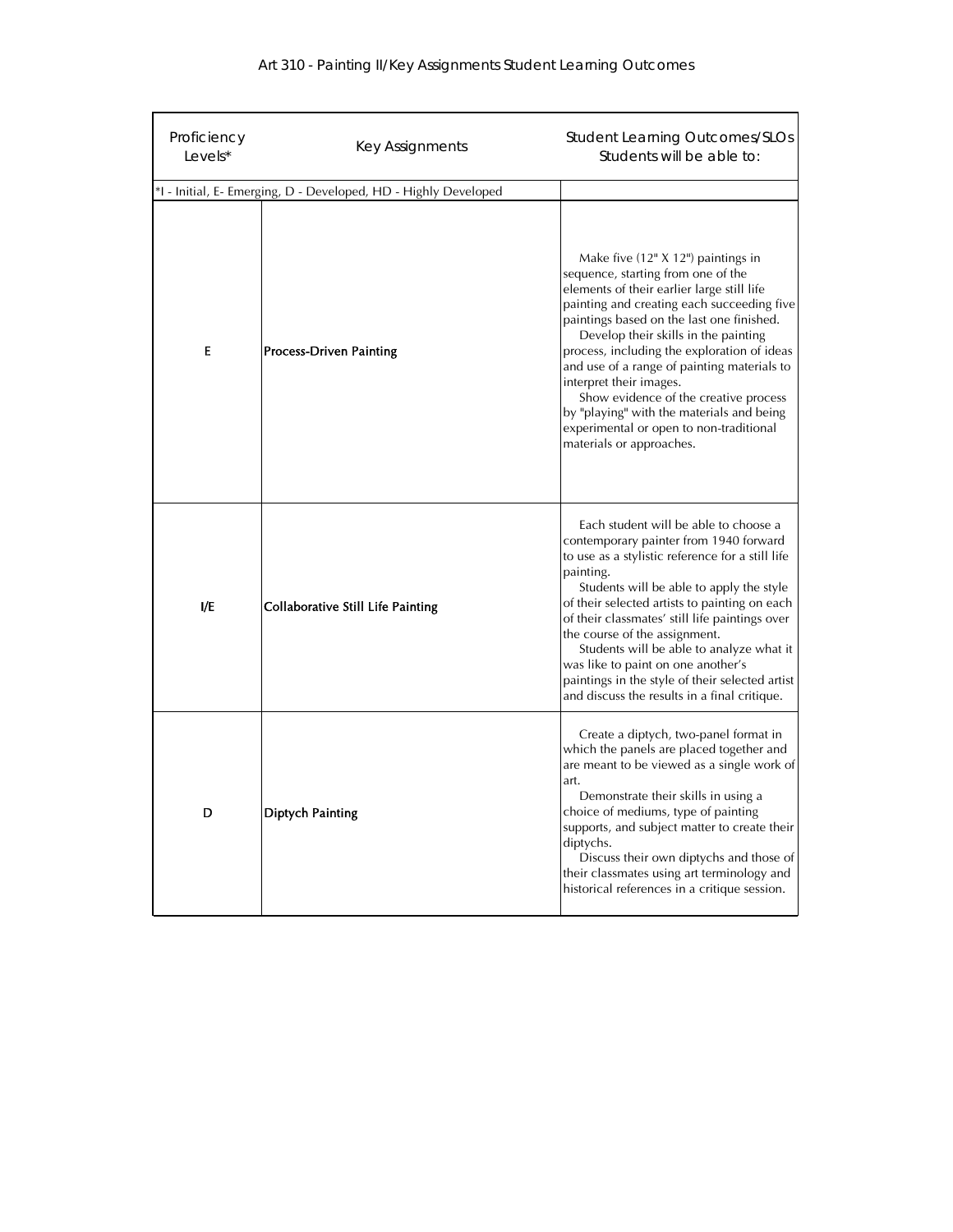# Art 310 - Painting II/Key Assignments Student Learning Outcomes

| Proficiency Levels* | Key Assignments | Student Learning Outcomes/SLOs Students will be able to: |
|---|---|---|
| *I - Initial, E- Emerging, D - Developed, HD - Highly Developed | | |
| E | Process-Driven Painting | Make five (12" X 12") paintings in sequence, starting from one of the elements of their earlier large still life painting and creating each succeeding five paintings based on the last one finished. Develop their skills in the painting process, including the exploration of ideas and use of a range of painting materials to interpret their images. Show evidence of the creative process by "playing" with the materials and being experimental or open to non-traditional materials or approaches. |
| I/E | Collaborative Still Life Painting | Each student will be able to choose a contemporary painter from 1940 forward to use as a stylistic reference for a still life painting. Students will be able to apply the style of their selected artists to painting on each of their classmates' still life paintings over the course of the assignment. Students will be able to analyze what it was like to paint on one another's paintings in the style of their selected artist and discuss the results in a final critique. |
| D | Diptych Painting | Create a diptych, two-panel format in which the panels are placed together and are meant to be viewed as a single work of art. Demonstrate their skills in using a choice of mediums, type of painting supports, and subject matter to create their diptychs. Discuss their own diptychs and those of their classmates using art terminology and historical references in a critique session. |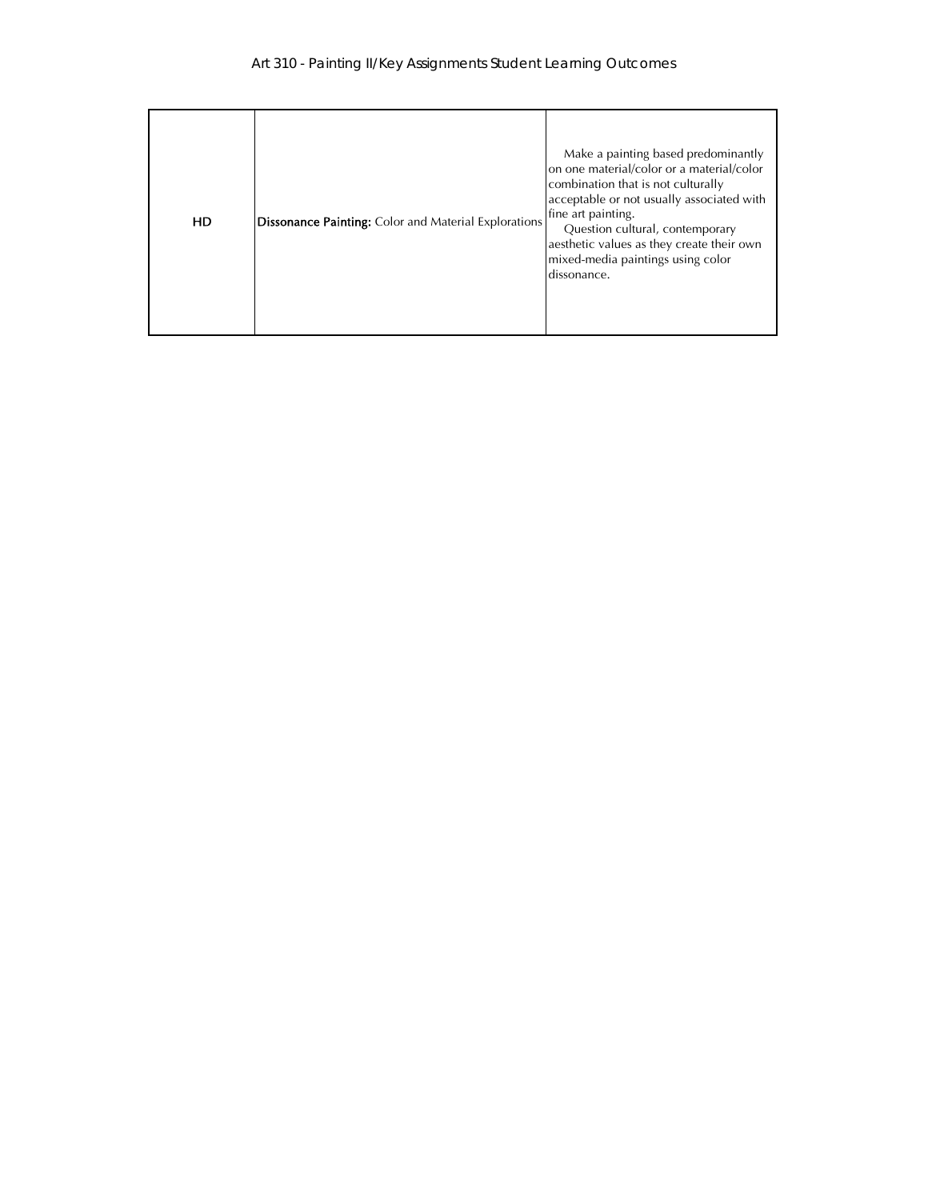| | | |
|---|---|---|
| HD | **Dissonance Painting:** Color and Material Explorations | Make a painting based predominantly on one material/color or a material/color combination that is not culturally acceptable or not usually associated with fine art painting.<br>Question cultural, contemporary aesthetic values as they create their own mixed-media paintings using color dissonance. |